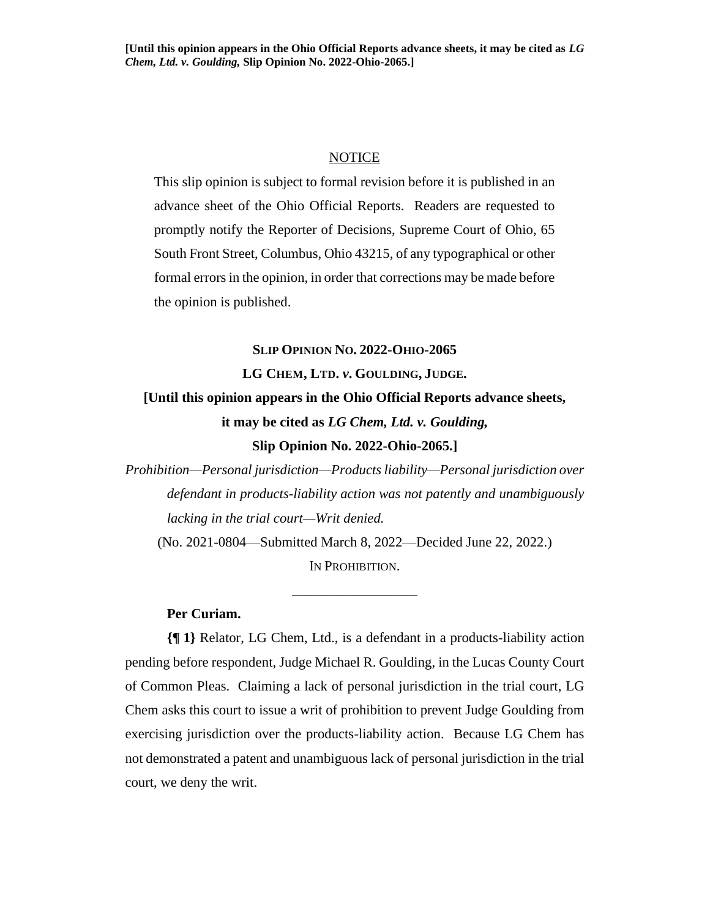**[Until this opinion appears in the Ohio Official Reports advance sheets, it may be cited as *LG Chem, Ltd. v. Goulding,* Slip Opinion No. 2022-Ohio-2065.]**

NOTICE

This slip opinion is subject to formal revision before it is published in an advance sheet of the Ohio Official Reports. Readers are requested to promptly notify the Reporter of Decisions, Supreme Court of Ohio, 65 South Front Street, Columbus, Ohio 43215, of any typographical or other formal errors in the opinion, in order that corrections may be made before the opinion is published.

**SLIP OPINION NO. 2022-OHIO-2065**

**LG CHEM, LTD. *v.* GOULDING, JUDGE.**

**[Until this opinion appears in the Ohio Official Reports advance sheets, it may be cited as *LG Chem, Ltd. v. Goulding,* Slip Opinion No. 2022-Ohio-2065.]**

*Prohibition—Personal jurisdiction—Products liability—Personal jurisdiction over defendant in products-liability action was not patently and unambiguously lacking in the trial court—Writ denied.*

(No. 2021-0804—Submitted March 8, 2022—Decided June 22, 2022.)

IN PROHIBITION.

---

**Per Curiam.**

**{¶ 1}** Relator, LG Chem, Ltd., is a defendant in a products-liability action pending before respondent, Judge Michael R. Goulding, in the Lucas County Court of Common Pleas. Claiming a lack of personal jurisdiction in the trial court, LG Chem asks this court to issue a writ of prohibition to prevent Judge Goulding from exercising jurisdiction over the products-liability action. Because LG Chem has not demonstrated a patent and unambiguous lack of personal jurisdiction in the trial court, we deny the writ.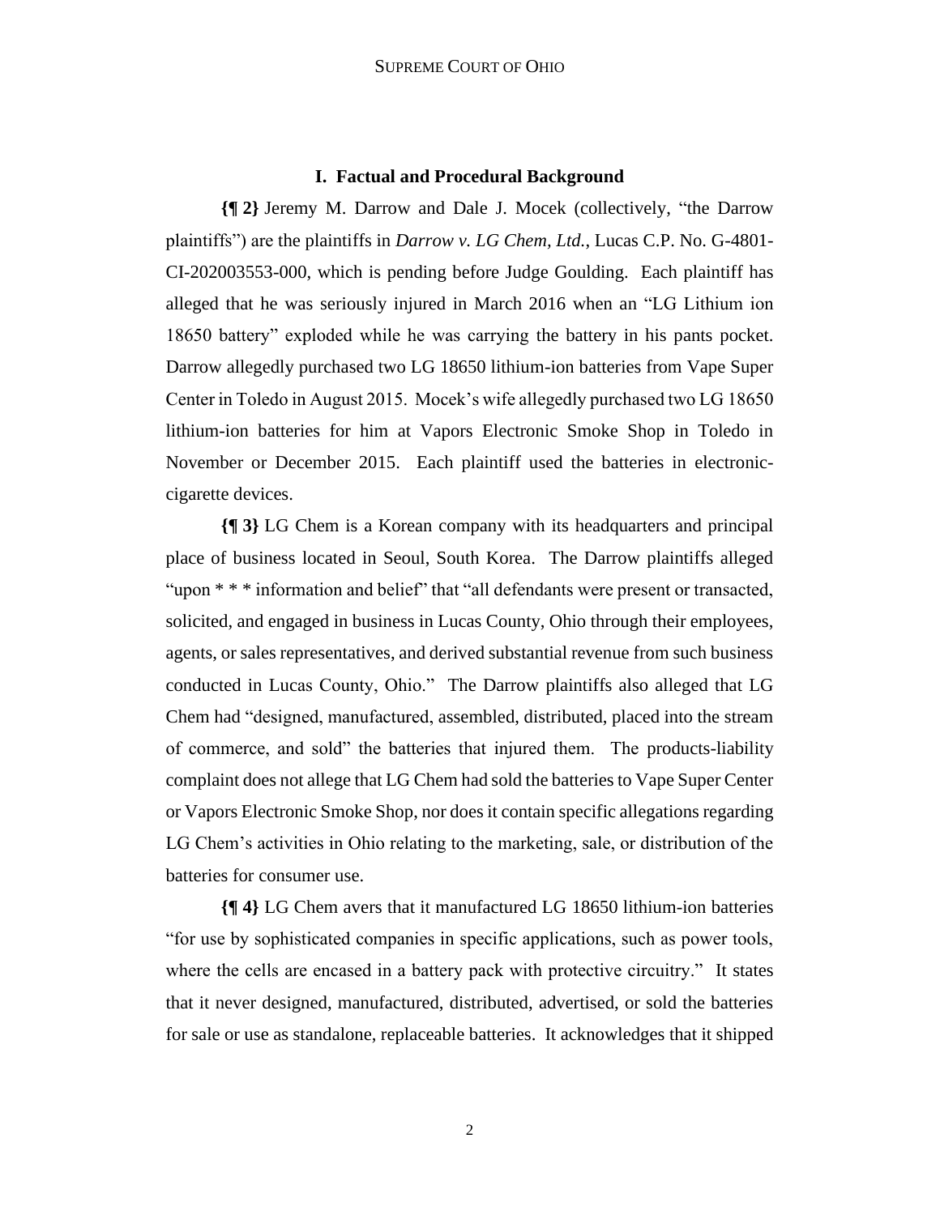## I. Factual and Procedural Background

**{¶ 2}** Jeremy M. Darrow and Dale J. Mocek (collectively, "the Darrow plaintiffs") are the plaintiffs in *Darrow v. LG Chem, Ltd.*, Lucas C.P. No. G-4801-CI-202003553-000, which is pending before Judge Goulding. Each plaintiff has alleged that he was seriously injured in March 2016 when an "LG Lithium ion 18650 battery" exploded while he was carrying the battery in his pants pocket. Darrow allegedly purchased two LG 18650 lithium-ion batteries from Vape Super Center in Toledo in August 2015. Mocek's wife allegedly purchased two LG 18650 lithium-ion batteries for him at Vapors Electronic Smoke Shop in Toledo in November or December 2015. Each plaintiff used the batteries in electronic-cigarette devices.

**{¶ 3}** LG Chem is a Korean company with its headquarters and principal place of business located in Seoul, South Korea. The Darrow plaintiffs alleged "upon * * * information and belief" that "all defendants were present or transacted, solicited, and engaged in business in Lucas County, Ohio through their employees, agents, or sales representatives, and derived substantial revenue from such business conducted in Lucas County, Ohio." The Darrow plaintiffs also alleged that LG Chem had "designed, manufactured, assembled, distributed, placed into the stream of commerce, and sold" the batteries that injured them. The products-liability complaint does not allege that LG Chem had sold the batteries to Vape Super Center or Vapors Electronic Smoke Shop, nor does it contain specific allegations regarding LG Chem's activities in Ohio relating to the marketing, sale, or distribution of the batteries for consumer use.

**{¶ 4}** LG Chem avers that it manufactured LG 18650 lithium-ion batteries "for use by sophisticated companies in specific applications, such as power tools, where the cells are encased in a battery pack with protective circuitry." It states that it never designed, manufactured, distributed, advertised, or sold the batteries for sale or use as standalone, replaceable batteries. It acknowledges that it shipped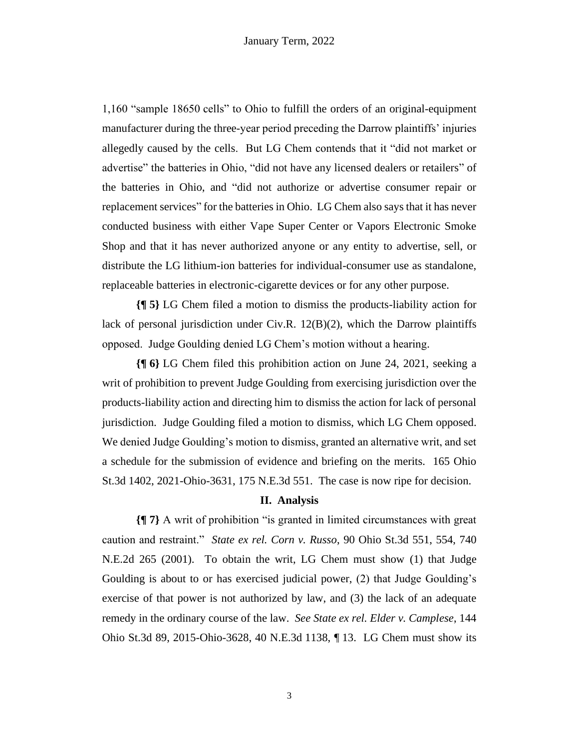1,160 "sample 18650 cells" to Ohio to fulfill the orders of an original-equipment manufacturer during the three-year period preceding the Darrow plaintiffs' injuries allegedly caused by the cells. But LG Chem contends that it "did not market or advertise" the batteries in Ohio, "did not have any licensed dealers or retailers" of the batteries in Ohio, and "did not authorize or advertise consumer repair or replacement services" for the batteries in Ohio. LG Chem also says that it has never conducted business with either Vape Super Center or Vapors Electronic Smoke Shop and that it has never authorized anyone or any entity to advertise, sell, or distribute the LG lithium-ion batteries for individual-consumer use as standalone, replaceable batteries in electronic-cigarette devices or for any other purpose.

**{¶ 5}** LG Chem filed a motion to dismiss the products-liability action for lack of personal jurisdiction under Civ.R. 12(B)(2), which the Darrow plaintiffs opposed. Judge Goulding denied LG Chem's motion without a hearing.

**{¶ 6}** LG Chem filed this prohibition action on June 24, 2021, seeking a writ of prohibition to prevent Judge Goulding from exercising jurisdiction over the products-liability action and directing him to dismiss the action for lack of personal jurisdiction. Judge Goulding filed a motion to dismiss, which LG Chem opposed. We denied Judge Goulding's motion to dismiss, granted an alternative writ, and set a schedule for the submission of evidence and briefing on the merits. 165 Ohio St.3d 1402, 2021-Ohio-3631, 175 N.E.3d 551. The case is now ripe for decision.

## II. Analysis

**{¶ 7}** A writ of prohibition "is granted in limited circumstances with great caution and restraint." *State ex rel. Corn v. Russo*, 90 Ohio St.3d 551, 554, 740 N.E.2d 265 (2001). To obtain the writ, LG Chem must show (1) that Judge Goulding is about to or has exercised judicial power, (2) that Judge Goulding's exercise of that power is not authorized by law, and (3) the lack of an adequate remedy in the ordinary course of the law. *See State ex rel. Elder v. Camplese*, 144 Ohio St.3d 89, 2015-Ohio-3628, 40 N.E.3d 1138, ¶ 13. LG Chem must show its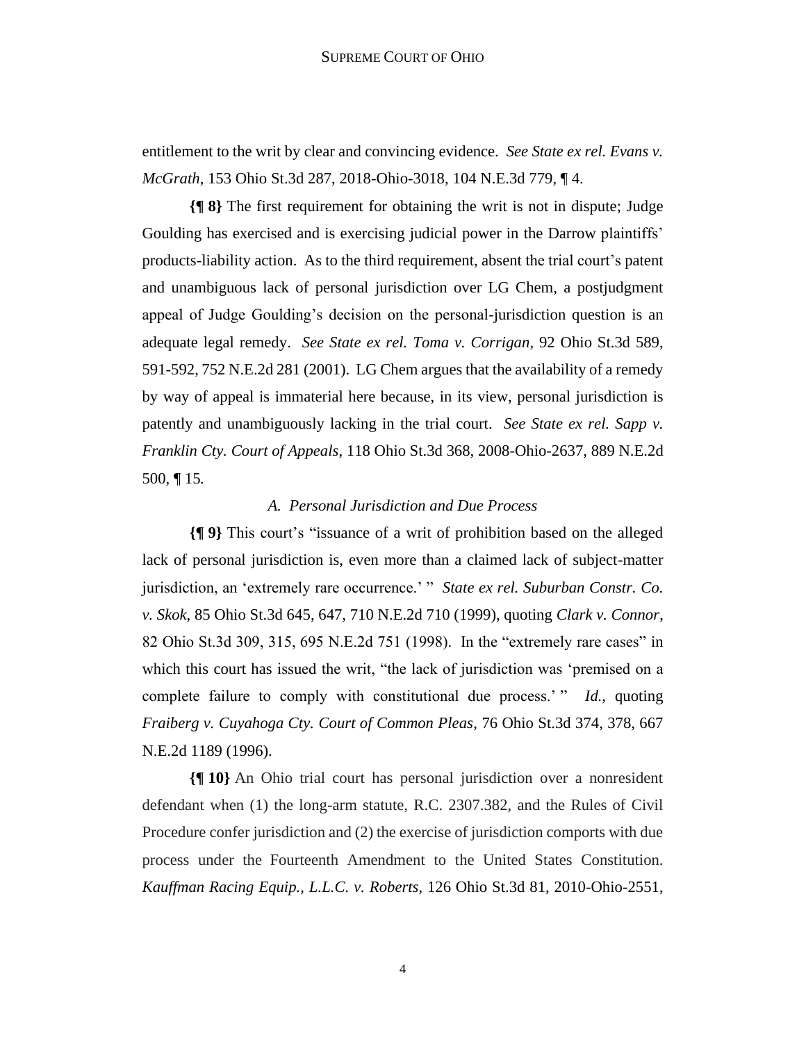entitlement to the writ by clear and convincing evidence. *See State ex rel. Evans v. McGrath*, 153 Ohio St.3d 287, 2018-Ohio-3018, 104 N.E.3d 779, ¶ 4.

**{¶ 8}** The first requirement for obtaining the writ is not in dispute; Judge Goulding has exercised and is exercising judicial power in the Darrow plaintiffs' products-liability action. As to the third requirement, absent the trial court's patent and unambiguous lack of personal jurisdiction over LG Chem, a postjudgment appeal of Judge Goulding's decision on the personal-jurisdiction question is an adequate legal remedy. *See State ex rel. Toma v. Corrigan*, 92 Ohio St.3d 589, 591-592, 752 N.E.2d 281 (2001). LG Chem argues that the availability of a remedy by way of appeal is immaterial here because, in its view, personal jurisdiction is patently and unambiguously lacking in the trial court. *See State ex rel. Sapp v. Franklin Cty. Court of Appeals*, 118 Ohio St.3d 368, 2008-Ohio-2637, 889 N.E.2d 500, ¶ 15.

*A. Personal Jurisdiction and Due Process*

**{¶ 9}** This court's "issuance of a writ of prohibition based on the alleged lack of personal jurisdiction is, even more than a claimed lack of subject-matter jurisdiction, an 'extremely rare occurrence.' " *State ex rel. Suburban Constr. Co. v. Skok*, 85 Ohio St.3d 645, 647, 710 N.E.2d 710 (1999), quoting *Clark v. Connor*, 82 Ohio St.3d 309, 315, 695 N.E.2d 751 (1998). In the "extremely rare cases" in which this court has issued the writ, "the lack of jurisdiction was 'premised on a complete failure to comply with constitutional due process.' " *Id.*, quoting *Fraiberg v. Cuyahoga Cty. Court of Common Pleas*, 76 Ohio St.3d 374, 378, 667 N.E.2d 1189 (1996).

**{¶ 10}** An Ohio trial court has personal jurisdiction over a nonresident defendant when (1) the long-arm statute, R.C. 2307.382, and the Rules of Civil Procedure confer jurisdiction and (2) the exercise of jurisdiction comports with due process under the Fourteenth Amendment to the United States Constitution. *Kauffman Racing Equip., L.L.C. v. Roberts*, 126 Ohio St.3d 81, 2010-Ohio-2551,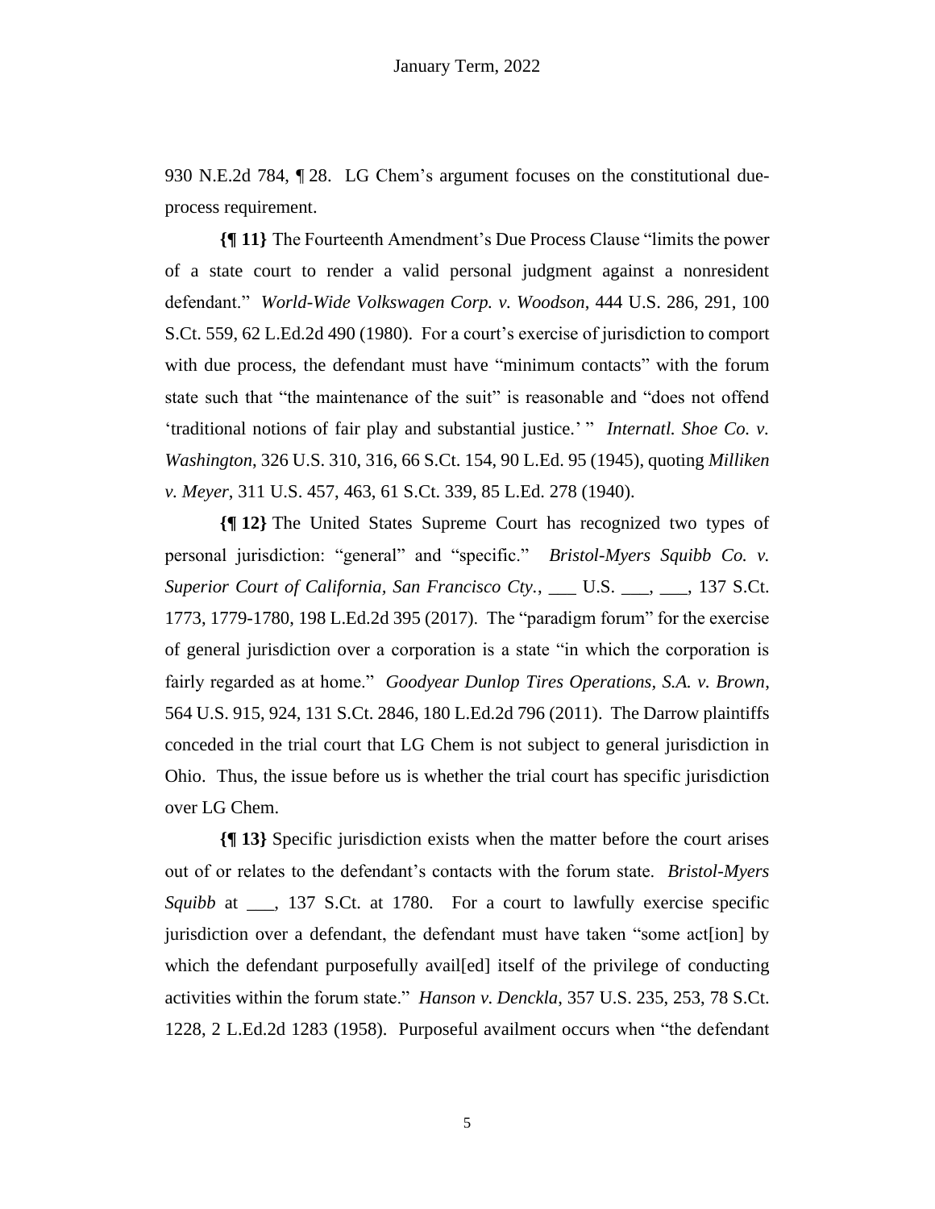930 N.E.2d 784, ¶ 28. LG Chem's argument focuses on the constitutional due-process requirement.

**{¶ 11}** The Fourteenth Amendment's Due Process Clause "limits the power of a state court to render a valid personal judgment against a nonresident defendant." *World-Wide Volkswagen Corp. v. Woodson*, 444 U.S. 286, 291, 100 S.Ct. 559, 62 L.Ed.2d 490 (1980). For a court's exercise of jurisdiction to comport with due process, the defendant must have "minimum contacts" with the forum state such that "the maintenance of the suit" is reasonable and "does not offend 'traditional notions of fair play and substantial justice.' " *Internatl. Shoe Co. v. Washington*, 326 U.S. 310, 316, 66 S.Ct. 154, 90 L.Ed. 95 (1945), quoting *Milliken v. Meyer*, 311 U.S. 457, 463, 61 S.Ct. 339, 85 L.Ed. 278 (1940).

**{¶ 12}** The United States Supreme Court has recognized two types of personal jurisdiction: "general" and "specific." *Bristol-Myers Squibb Co. v. Superior Court of California, San Francisco Cty.*, ___ U.S. ___, ___, 137 S.Ct. 1773, 1779-1780, 198 L.Ed.2d 395 (2017). The "paradigm forum" for the exercise of general jurisdiction over a corporation is a state "in which the corporation is fairly regarded as at home." *Goodyear Dunlop Tires Operations, S.A. v. Brown*, 564 U.S. 915, 924, 131 S.Ct. 2846, 180 L.Ed.2d 796 (2011). The Darrow plaintiffs conceded in the trial court that LG Chem is not subject to general jurisdiction in Ohio. Thus, the issue before us is whether the trial court has specific jurisdiction over LG Chem.

**{¶ 13}** Specific jurisdiction exists when the matter before the court arises out of or relates to the defendant's contacts with the forum state. *Bristol-Myers Squibb* at ___, 137 S.Ct. at 1780. For a court to lawfully exercise specific jurisdiction over a defendant, the defendant must have taken "some act[ion] by which the defendant purposefully avail[ed] itself of the privilege of conducting activities within the forum state." *Hanson v. Denckla*, 357 U.S. 235, 253, 78 S.Ct. 1228, 2 L.Ed.2d 1283 (1958). Purposeful availment occurs when "the defendant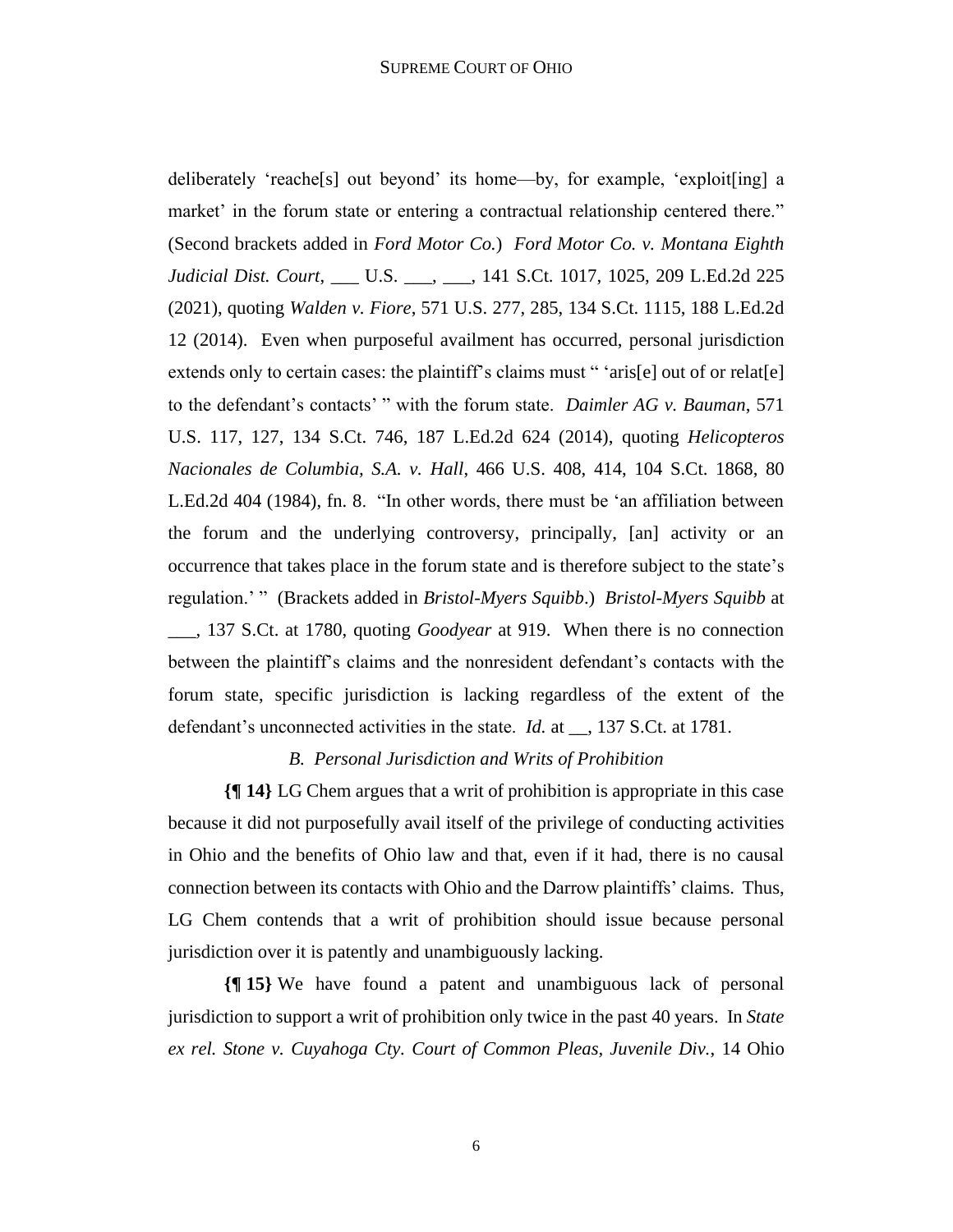deliberately 'reache[s] out beyond' its home—by, for example, 'exploit[ing] a market' in the forum state or entering a contractual relationship centered there." (Second brackets added in *Ford Motor Co.*) *Ford Motor Co. v. Montana Eighth Judicial Dist. Court*, ___ U.S. ___, ___, 141 S.Ct. 1017, 1025, 209 L.Ed.2d 225 (2021), quoting *Walden v. Fiore*, 571 U.S. 277, 285, 134 S.Ct. 1115, 188 L.Ed.2d 12 (2014). Even when purposeful availment has occurred, personal jurisdiction extends only to certain cases: the plaintiff's claims must " 'aris[e] out of or relat[e] to the defendant's contacts' " with the forum state. *Daimler AG v. Bauman*, 571 U.S. 117, 127, 134 S.Ct. 746, 187 L.Ed.2d 624 (2014), quoting *Helicopteros Nacionales de Columbia, S.A. v. Hall*, 466 U.S. 408, 414, 104 S.Ct. 1868, 80 L.Ed.2d 404 (1984), fn. 8. "In other words, there must be 'an affiliation between the forum and the underlying controversy, principally, [an] activity or an occurrence that takes place in the forum state and is therefore subject to the state's regulation.' " (Brackets added in *Bristol-Myers Squibb*.) *Bristol-Myers Squibb* at ___, 137 S.Ct. at 1780, quoting *Goodyear* at 919. When there is no connection between the plaintiff's claims and the nonresident defendant's contacts with the forum state, specific jurisdiction is lacking regardless of the extent of the defendant's unconnected activities in the state. *Id.* at __, 137 S.Ct. at 1781.

*B. Personal Jurisdiction and Writs of Prohibition*

**{¶ 14}** LG Chem argues that a writ of prohibition is appropriate in this case because it did not purposefully avail itself of the privilege of conducting activities in Ohio and the benefits of Ohio law and that, even if it had, there is no causal connection between its contacts with Ohio and the Darrow plaintiffs' claims. Thus, LG Chem contends that a writ of prohibition should issue because personal jurisdiction over it is patently and unambiguously lacking.

**{¶ 15}** We have found a patent and unambiguous lack of personal jurisdiction to support a writ of prohibition only twice in the past 40 years. In *State ex rel. Stone v. Cuyahoga Cty. Court of Common Pleas, Juvenile Div.*, 14 Ohio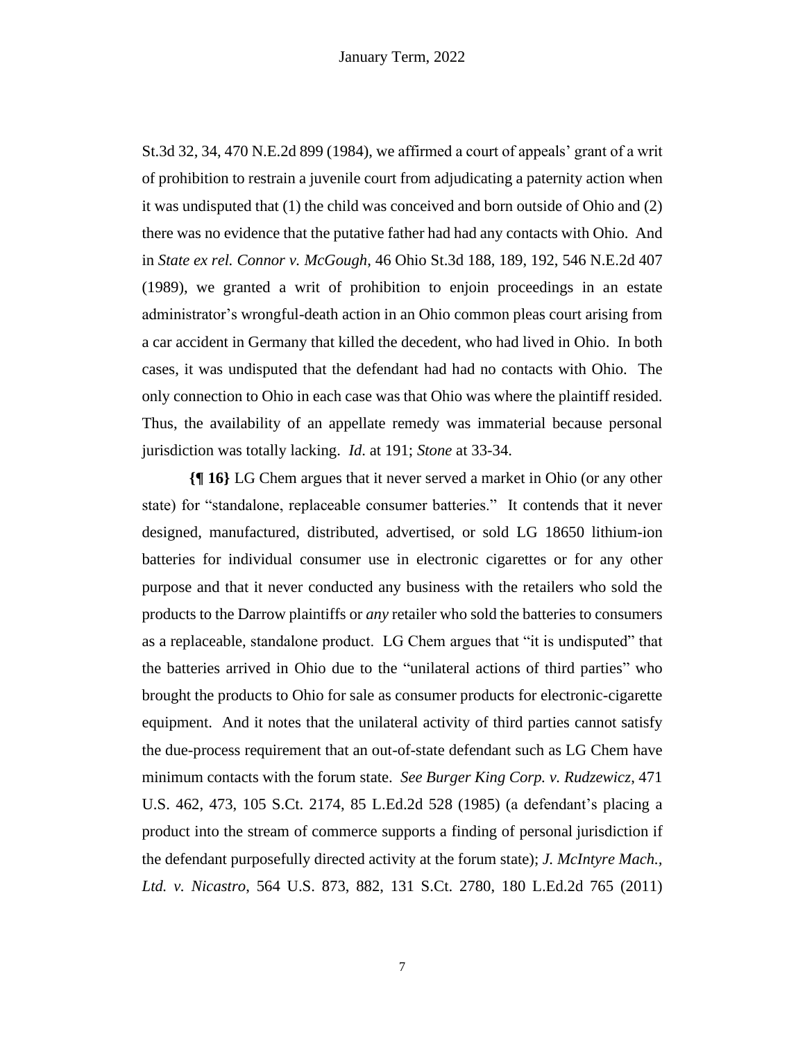St.3d 32, 34, 470 N.E.2d 899 (1984), we affirmed a court of appeals' grant of a writ of prohibition to restrain a juvenile court from adjudicating a paternity action when it was undisputed that (1) the child was conceived and born outside of Ohio and (2) there was no evidence that the putative father had had any contacts with Ohio. And in *State ex rel. Connor v. McGough*, 46 Ohio St.3d 188, 189, 192, 546 N.E.2d 407 (1989), we granted a writ of prohibition to enjoin proceedings in an estate administrator's wrongful-death action in an Ohio common pleas court arising from a car accident in Germany that killed the decedent, who had lived in Ohio. In both cases, it was undisputed that the defendant had had no contacts with Ohio. The only connection to Ohio in each case was that Ohio was where the plaintiff resided. Thus, the availability of an appellate remedy was immaterial because personal jurisdiction was totally lacking. *Id*. at 191; *Stone* at 33-34.

**{¶ 16}** LG Chem argues that it never served a market in Ohio (or any other state) for "standalone, replaceable consumer batteries." It contends that it never designed, manufactured, distributed, advertised, or sold LG 18650 lithium-ion batteries for individual consumer use in electronic cigarettes or for any other purpose and that it never conducted any business with the retailers who sold the products to the Darrow plaintiffs or *any* retailer who sold the batteries to consumers as a replaceable, standalone product. LG Chem argues that "it is undisputed" that the batteries arrived in Ohio due to the "unilateral actions of third parties" who brought the products to Ohio for sale as consumer products for electronic-cigarette equipment. And it notes that the unilateral activity of third parties cannot satisfy the due-process requirement that an out-of-state defendant such as LG Chem have minimum contacts with the forum state. *See Burger King Corp. v. Rudzewicz*, 471 U.S. 462, 473, 105 S.Ct. 2174, 85 L.Ed.2d 528 (1985) (a defendant's placing a product into the stream of commerce supports a finding of personal jurisdiction if the defendant purposefully directed activity at the forum state); *J. McIntyre Mach., Ltd. v. Nicastro*, 564 U.S. 873, 882, 131 S.Ct. 2780, 180 L.Ed.2d 765 (2011)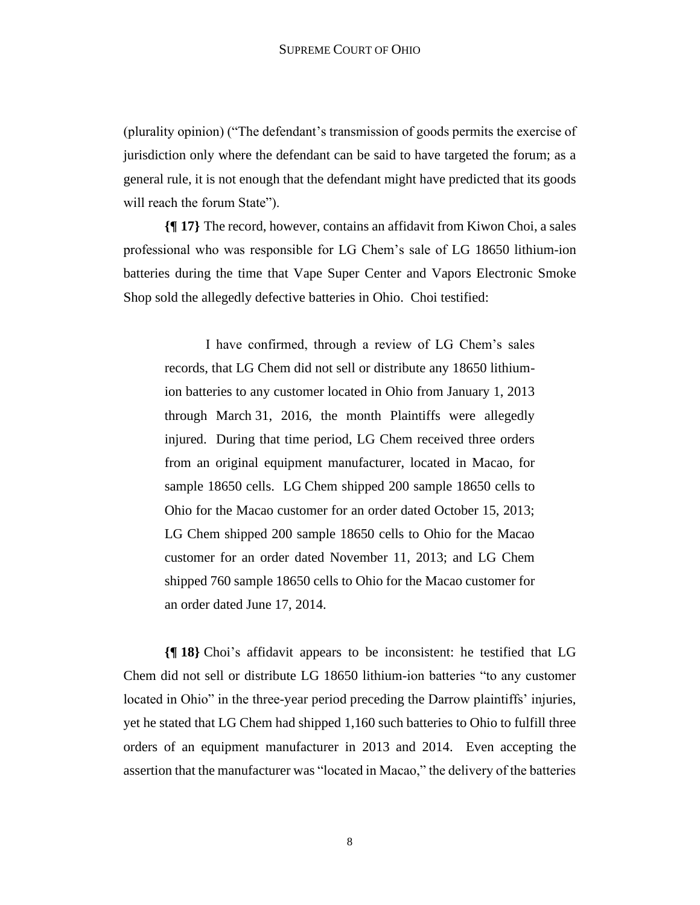(plurality opinion) ("The defendant's transmission of goods permits the exercise of jurisdiction only where the defendant can be said to have targeted the forum; as a general rule, it is not enough that the defendant might have predicted that its goods will reach the forum State").

**{¶ 17}** The record, however, contains an affidavit from Kiwon Choi, a sales professional who was responsible for LG Chem's sale of LG 18650 lithium-ion batteries during the time that Vape Super Center and Vapors Electronic Smoke Shop sold the allegedly defective batteries in Ohio. Choi testified:

> I have confirmed, through a review of LG Chem's sales records, that LG Chem did not sell or distribute any 18650 lithium-ion batteries to any customer located in Ohio from January 1, 2013 through March 31, 2016, the month Plaintiffs were allegedly injured. During that time period, LG Chem received three orders from an original equipment manufacturer, located in Macao, for sample 18650 cells. LG Chem shipped 200 sample 18650 cells to Ohio for the Macao customer for an order dated October 15, 2013; LG Chem shipped 200 sample 18650 cells to Ohio for the Macao customer for an order dated November 11, 2013; and LG Chem shipped 760 sample 18650 cells to Ohio for the Macao customer for an order dated June 17, 2014.

**{¶ 18}** Choi's affidavit appears to be inconsistent: he testified that LG Chem did not sell or distribute LG 18650 lithium-ion batteries "to any customer located in Ohio" in the three-year period preceding the Darrow plaintiffs' injuries, yet he stated that LG Chem had shipped 1,160 such batteries to Ohio to fulfill three orders of an equipment manufacturer in 2013 and 2014. Even accepting the assertion that the manufacturer was "located in Macao," the delivery of the batteries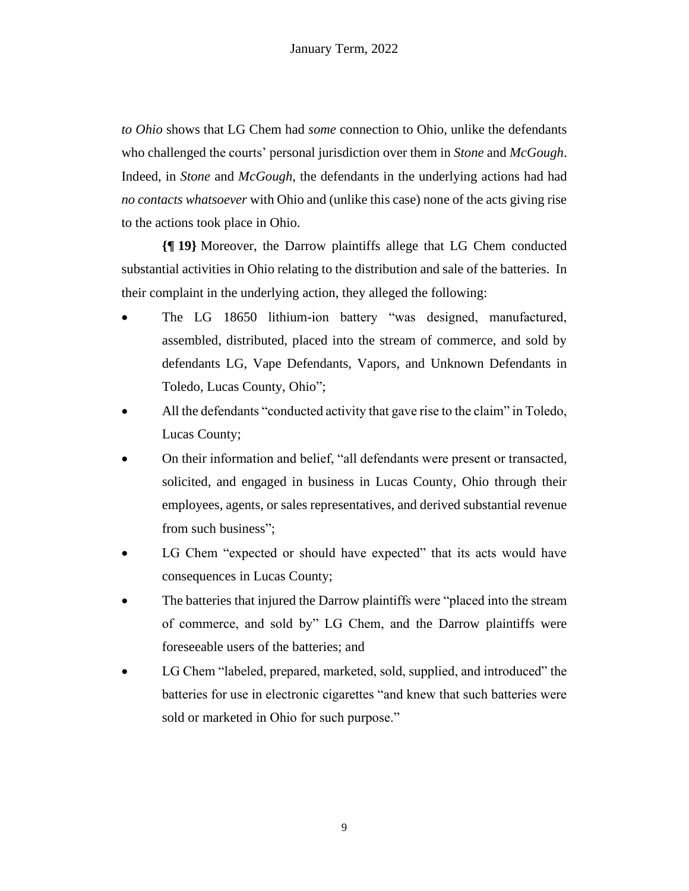*to Ohio* shows that LG Chem had *some* connection to Ohio, unlike the defendants who challenged the courts' personal jurisdiction over them in *Stone* and *McGough*. Indeed, in *Stone* and *McGough*, the defendants in the underlying actions had had *no contacts whatsoever* with Ohio and (unlike this case) none of the acts giving rise to the actions took place in Ohio.

**{¶ 19}** Moreover, the Darrow plaintiffs allege that LG Chem conducted substantial activities in Ohio relating to the distribution and sale of the batteries. In their complaint in the underlying action, they alleged the following:

- The LG 18650 lithium-ion battery "was designed, manufactured, assembled, distributed, placed into the stream of commerce, and sold by defendants LG, Vape Defendants, Vapors, and Unknown Defendants in Toledo, Lucas County, Ohio";
- All the defendants "conducted activity that gave rise to the claim" in Toledo, Lucas County;
- On their information and belief, "all defendants were present or transacted, solicited, and engaged in business in Lucas County, Ohio through their employees, agents, or sales representatives, and derived substantial revenue from such business";
- LG Chem "expected or should have expected" that its acts would have consequences in Lucas County;
- The batteries that injured the Darrow plaintiffs were "placed into the stream of commerce, and sold by" LG Chem, and the Darrow plaintiffs were foreseeable users of the batteries; and
- LG Chem "labeled, prepared, marketed, sold, supplied, and introduced" the batteries for use in electronic cigarettes "and knew that such batteries were sold or marketed in Ohio for such purpose."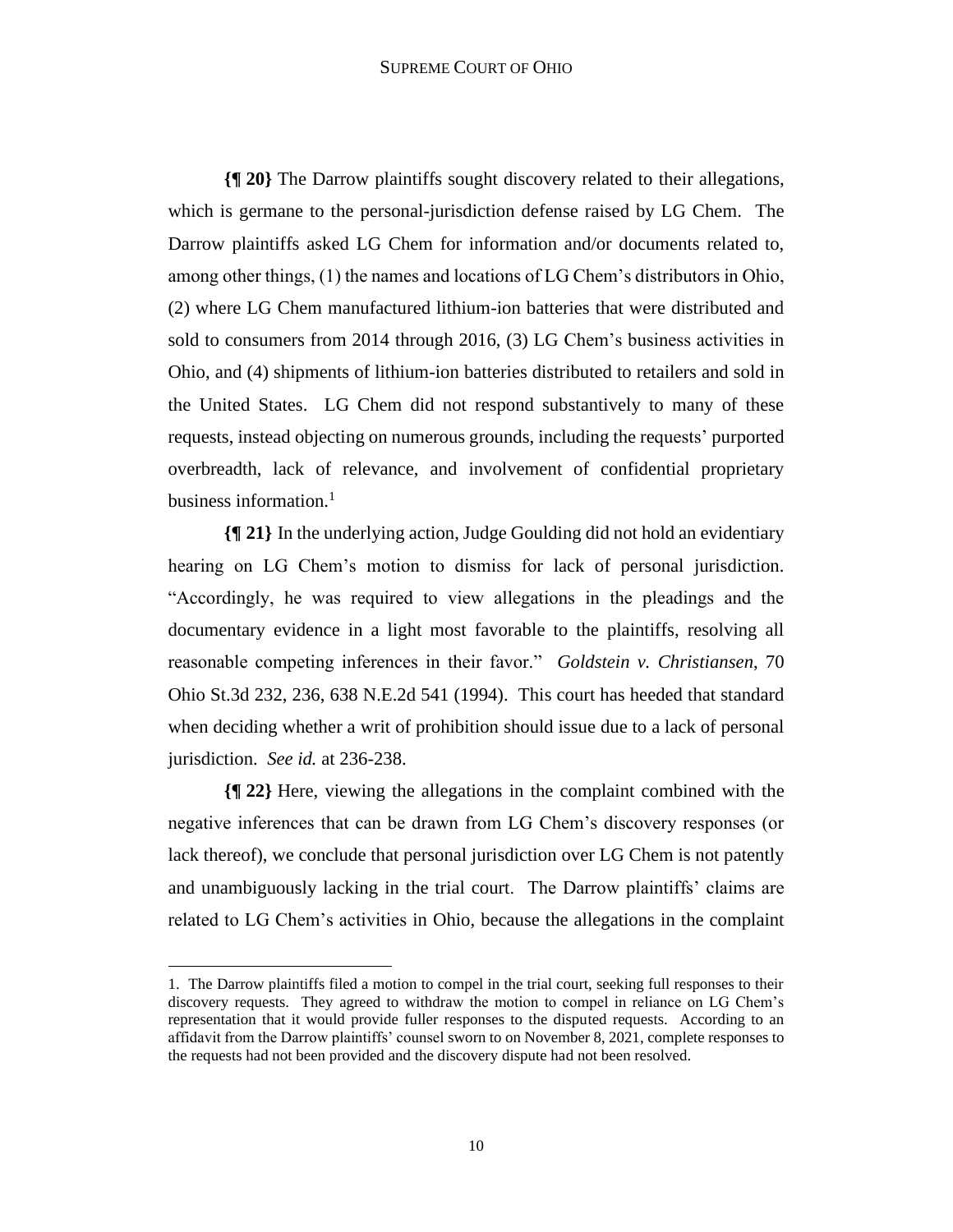**{¶ 20}** The Darrow plaintiffs sought discovery related to their allegations, which is germane to the personal-jurisdiction defense raised by LG Chem. The Darrow plaintiffs asked LG Chem for information and/or documents related to, among other things, (1) the names and locations of LG Chem's distributors in Ohio, (2) where LG Chem manufactured lithium-ion batteries that were distributed and sold to consumers from 2014 through 2016, (3) LG Chem's business activities in Ohio, and (4) shipments of lithium-ion batteries distributed to retailers and sold in the United States. LG Chem did not respond substantively to many of these requests, instead objecting on numerous grounds, including the requests' purported overbreadth, lack of relevance, and involvement of confidential proprietary business information.[1]

**{¶ 21}** In the underlying action, Judge Goulding did not hold an evidentiary hearing on LG Chem's motion to dismiss for lack of personal jurisdiction. "Accordingly, he was required to view allegations in the pleadings and the documentary evidence in a light most favorable to the plaintiffs, resolving all reasonable competing inferences in their favor." *Goldstein v. Christiansen*, 70 Ohio St.3d 232, 236, 638 N.E.2d 541 (1994). This court has heeded that standard when deciding whether a writ of prohibition should issue due to a lack of personal jurisdiction. *See id.* at 236-238.

**{¶ 22}** Here, viewing the allegations in the complaint combined with the negative inferences that can be drawn from LG Chem's discovery responses (or lack thereof), we conclude that personal jurisdiction over LG Chem is not patently and unambiguously lacking in the trial court. The Darrow plaintiffs' claims are related to LG Chem's activities in Ohio, because the allegations in the complaint

---

1. The Darrow plaintiffs filed a motion to compel in the trial court, seeking full responses to their discovery requests. They agreed to withdraw the motion to compel in reliance on LG Chem's representation that it would provide fuller responses to the disputed requests. According to an affidavit from the Darrow plaintiffs' counsel sworn to on November 8, 2021, complete responses to the requests had not been provided and the discovery dispute had not been resolved.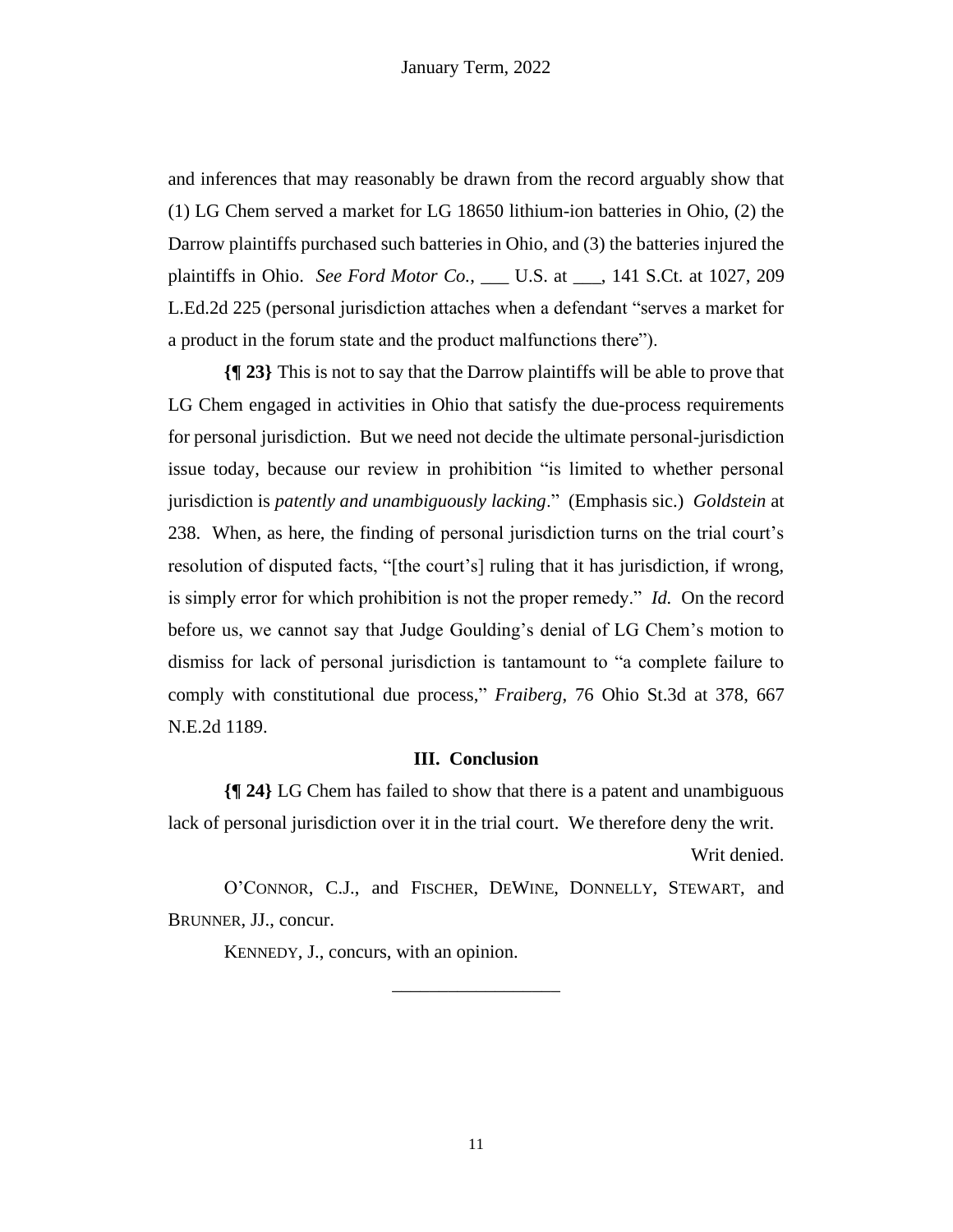and inferences that may reasonably be drawn from the record arguably show that (1) LG Chem served a market for LG 18650 lithium-ion batteries in Ohio, (2) the Darrow plaintiffs purchased such batteries in Ohio, and (3) the batteries injured the plaintiffs in Ohio. *See Ford Motor Co.*, ___ U.S. at ___, 141 S.Ct. at 1027, 209 L.Ed.2d 225 (personal jurisdiction attaches when a defendant "serves a market for a product in the forum state and the product malfunctions there").

**{¶ 23}** This is not to say that the Darrow plaintiffs will be able to prove that LG Chem engaged in activities in Ohio that satisfy the due-process requirements for personal jurisdiction. But we need not decide the ultimate personal-jurisdiction issue today, because our review in prohibition "is limited to whether personal jurisdiction is *patently and unambiguously lacking*." (Emphasis sic.) *Goldstein* at 238. When, as here, the finding of personal jurisdiction turns on the trial court's resolution of disputed facts, "[the court's] ruling that it has jurisdiction, if wrong, is simply error for which prohibition is not the proper remedy." *Id.* On the record before us, we cannot say that Judge Goulding's denial of LG Chem's motion to dismiss for lack of personal jurisdiction is tantamount to "a complete failure to comply with constitutional due process," *Fraiberg*, 76 Ohio St.3d at 378, 667 N.E.2d 1189.

## III. Conclusion

**{¶ 24}** LG Chem has failed to show that there is a patent and unambiguous lack of personal jurisdiction over it in the trial court. We therefore deny the writ.

Writ denied.

O'CONNOR, C.J., and FISCHER, DEWINE, DONNELLY, STEWART, and BRUNNER, JJ., concur.

KENNEDY, J., concurs, with an opinion.

---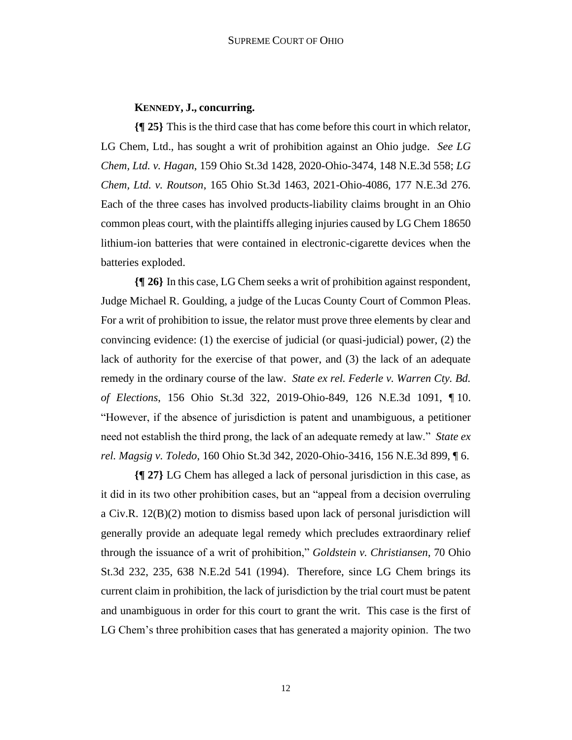**KENNEDY, J., concurring.**

**{¶ 25}** This is the third case that has come before this court in which relator, LG Chem, Ltd., has sought a writ of prohibition against an Ohio judge. *See LG Chem, Ltd. v. Hagan*, 159 Ohio St.3d 1428, 2020-Ohio-3474, 148 N.E.3d 558; *LG Chem, Ltd. v. Routson*, 165 Ohio St.3d 1463, 2021-Ohio-4086, 177 N.E.3d 276. Each of the three cases has involved products-liability claims brought in an Ohio common pleas court, with the plaintiffs alleging injuries caused by LG Chem 18650 lithium-ion batteries that were contained in electronic-cigarette devices when the batteries exploded.

**{¶ 26}** In this case, LG Chem seeks a writ of prohibition against respondent, Judge Michael R. Goulding, a judge of the Lucas County Court of Common Pleas. For a writ of prohibition to issue, the relator must prove three elements by clear and convincing evidence: (1) the exercise of judicial (or quasi-judicial) power, (2) the lack of authority for the exercise of that power, and (3) the lack of an adequate remedy in the ordinary course of the law. *State ex rel. Federle v. Warren Cty. Bd. of Elections*, 156 Ohio St.3d 322, 2019-Ohio-849, 126 N.E.3d 1091, ¶ 10. "However, if the absence of jurisdiction is patent and unambiguous, a petitioner need not establish the third prong, the lack of an adequate remedy at law." *State ex rel. Magsig v. Toledo*, 160 Ohio St.3d 342, 2020-Ohio-3416, 156 N.E.3d 899, ¶ 6.

**{¶ 27}** LG Chem has alleged a lack of personal jurisdiction in this case, as it did in its two other prohibition cases, but an "appeal from a decision overruling a Civ.R. 12(B)(2) motion to dismiss based upon lack of personal jurisdiction will generally provide an adequate legal remedy which precludes extraordinary relief through the issuance of a writ of prohibition," *Goldstein v. Christiansen*, 70 Ohio St.3d 232, 235, 638 N.E.2d 541 (1994). Therefore, since LG Chem brings its current claim in prohibition, the lack of jurisdiction by the trial court must be patent and unambiguous in order for this court to grant the writ. This case is the first of LG Chem's three prohibition cases that has generated a majority opinion. The two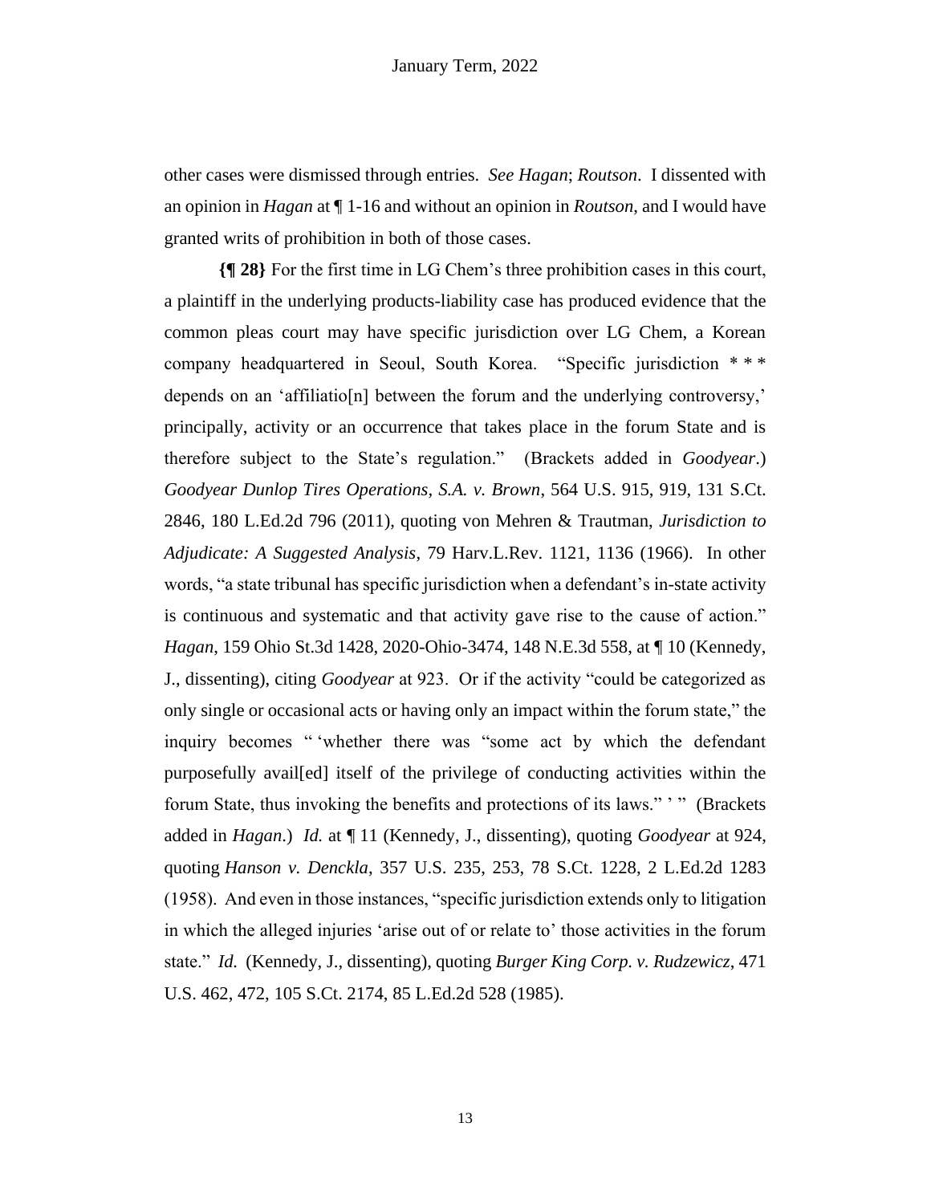other cases were dismissed through entries. *See Hagan*; *Routson*. I dissented with an opinion in *Hagan* at ¶ 1-16 and without an opinion in *Routson*, and I would have granted writs of prohibition in both of those cases.

**{¶ 28}** For the first time in LG Chem's three prohibition cases in this court, a plaintiff in the underlying products-liability case has produced evidence that the common pleas court may have specific jurisdiction over LG Chem, a Korean company headquartered in Seoul, South Korea. "Specific jurisdiction * * * depends on an 'affiliatio[n] between the forum and the underlying controversy,' principally, activity or an occurrence that takes place in the forum State and is therefore subject to the State's regulation." (Brackets added in *Goodyear*.) *Goodyear Dunlop Tires Operations, S.A. v. Brown*, 564 U.S. 915, 919, 131 S.Ct. 2846, 180 L.Ed.2d 796 (2011), quoting von Mehren & Trautman, *Jurisdiction to Adjudicate: A Suggested Analysis*, 79 Harv.L.Rev. 1121, 1136 (1966). In other words, "a state tribunal has specific jurisdiction when a defendant's in-state activity is continuous and systematic and that activity gave rise to the cause of action." *Hagan*, 159 Ohio St.3d 1428, 2020-Ohio-3474, 148 N.E.3d 558, at ¶ 10 (Kennedy, J., dissenting), citing *Goodyear* at 923. Or if the activity "could be categorized as only single or occasional acts or having only an impact within the forum state," the inquiry becomes " 'whether there was "some act by which the defendant purposefully avail[ed] itself of the privilege of conducting activities within the forum State, thus invoking the benefits and protections of its laws." ' " (Brackets added in *Hagan*.) *Id.* at ¶ 11 (Kennedy, J., dissenting), quoting *Goodyear* at 924, quoting *Hanson v. Denckla*, 357 U.S. 235, 253, 78 S.Ct. 1228, 2 L.Ed.2d 1283 (1958). And even in those instances, "specific jurisdiction extends only to litigation in which the alleged injuries 'arise out of or relate to' those activities in the forum state." *Id.* (Kennedy, J., dissenting), quoting *Burger King Corp. v. Rudzewicz*, 471 U.S. 462, 472, 105 S.Ct. 2174, 85 L.Ed.2d 528 (1985).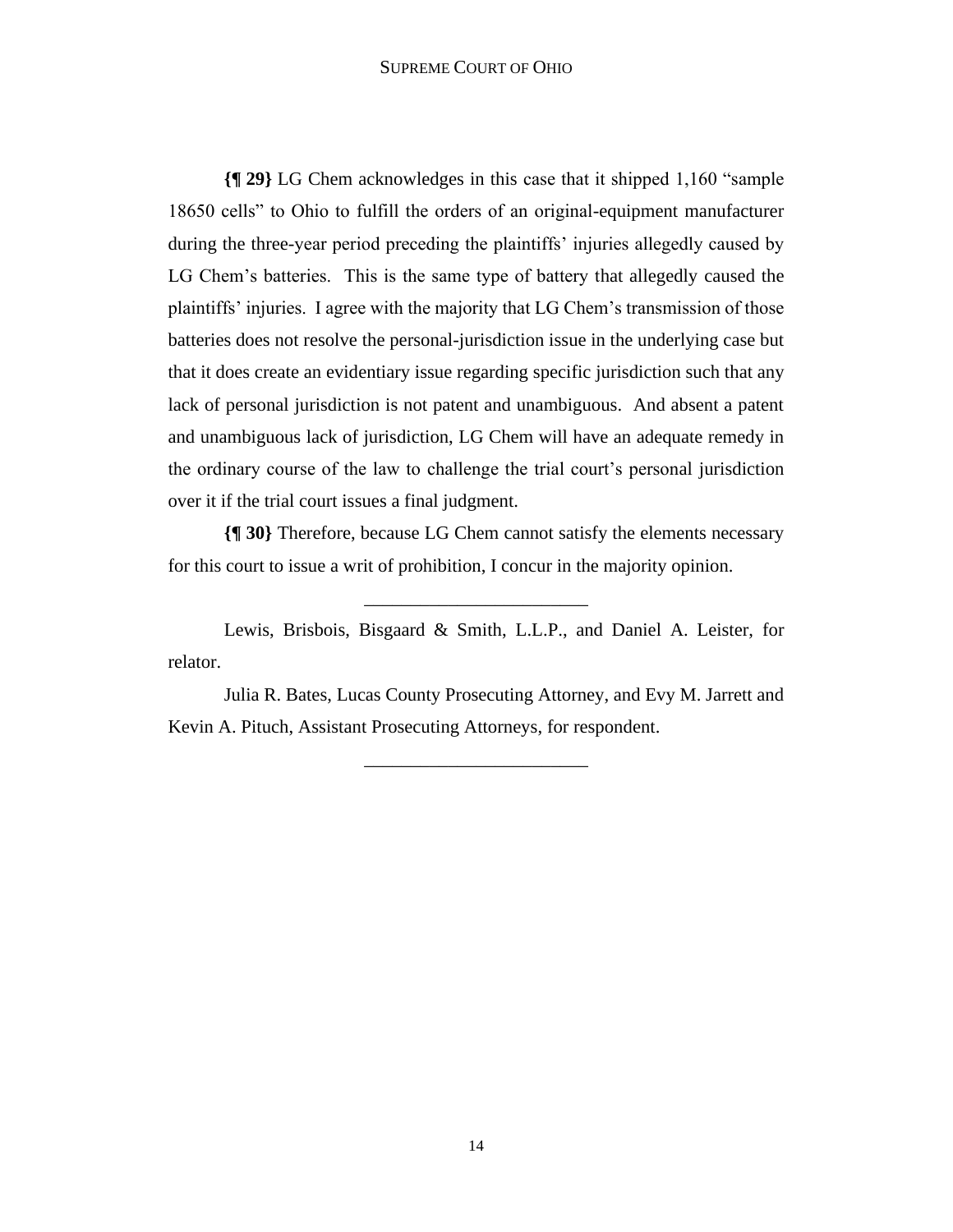**{¶ 29}** LG Chem acknowledges in this case that it shipped 1,160 "sample 18650 cells" to Ohio to fulfill the orders of an original-equipment manufacturer during the three-year period preceding the plaintiffs' injuries allegedly caused by LG Chem's batteries. This is the same type of battery that allegedly caused the plaintiffs' injuries. I agree with the majority that LG Chem's transmission of those batteries does not resolve the personal-jurisdiction issue in the underlying case but that it does create an evidentiary issue regarding specific jurisdiction such that any lack of personal jurisdiction is not patent and unambiguous. And absent a patent and unambiguous lack of jurisdiction, LG Chem will have an adequate remedy in the ordinary course of the law to challenge the trial court's personal jurisdiction over it if the trial court issues a final judgment.

**{¶ 30}** Therefore, because LG Chem cannot satisfy the elements necessary for this court to issue a writ of prohibition, I concur in the majority opinion.

---

Lewis, Brisbois, Bisgaard & Smith, L.L.P., and Daniel A. Leister, for relator.

Julia R. Bates, Lucas County Prosecuting Attorney, and Evy M. Jarrett and Kevin A. Pituch, Assistant Prosecuting Attorneys, for respondent.

---